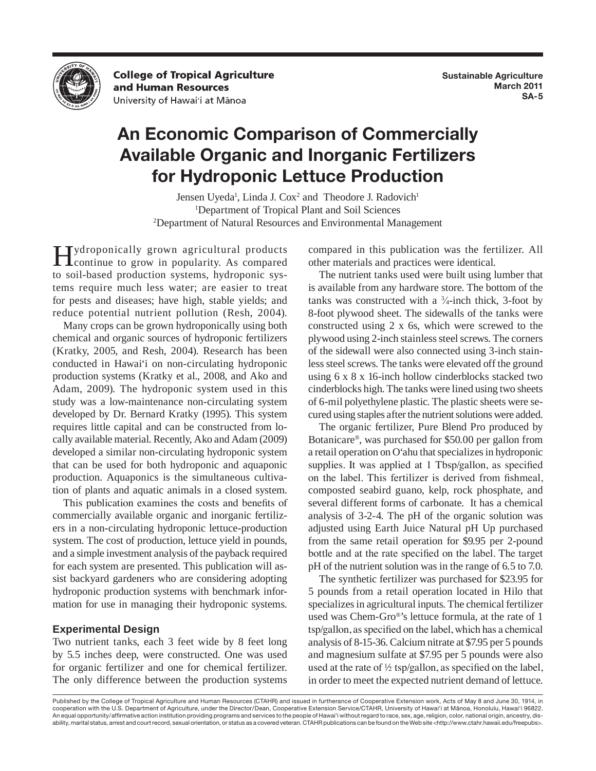College of Tropical Agriculture and Human Resources
University of Hawai'i at Mānoa

Sustainable Agriculture
March 2011
SA-5

# An Economic Comparison of Commercially Available Organic and Inorganic Fertilizers for Hydroponic Lettuce Production

Jensen Uyeda[1], Linda J. Cox[2] and Theodore J. Radovich[1]
[1]Department of Tropical Plant and Soil Sciences
[2]Department of Natural Resources and Environmental Management

Hydroponically grown agricultural products continue to grow in popularity. As compared to soil-based production systems, hydroponic systems require much less water; are easier to treat for pests and diseases; have high, stable yields; and reduce potential nutrient pollution (Resh, 2004).

Many crops can be grown hydroponically using both chemical and organic sources of hydroponic fertilizers (Kratky, 2005, and Resh, 2004). Research has been conducted in Hawai'i on non-circulating hydroponic production systems (Kratky et al., 2008, and Ako and Adam, 2009). The hydroponic system used in this study was a low-maintenance non-circulating system developed by Dr. Bernard Kratky (1995). This system requires little capital and can be constructed from locally available material. Recently, Ako and Adam (2009) developed a similar non-circulating hydroponic system that can be used for both hydroponic and aquaponic production. Aquaponics is the simultaneous cultivation of plants and aquatic animals in a closed system.

This publication examines the costs and benefits of commercially available organic and inorganic fertilizers in a non-circulating hydroponic lettuce-production system. The cost of production, lettuce yield in pounds, and a simple investment analysis of the payback required for each system are presented. This publication will assist backyard gardeners who are considering adopting hydroponic production systems with benchmark information for use in managing their hydroponic systems.

## Experimental Design

Two nutrient tanks, each 3 feet wide by 8 feet long by 5.5 inches deep, were constructed. One was used for organic fertilizer and one for chemical fertilizer. The only difference between the production systems compared in this publication was the fertilizer. All other materials and practices were identical.

The nutrient tanks used were built using lumber that is available from any hardware store. The bottom of the tanks was constructed with a ¾-inch thick, 3-foot by 8-foot plywood sheet. The sidewalls of the tanks were constructed using 2 x 6s, which were screwed to the plywood using 2-inch stainless steel screws. The corners of the sidewall were also connected using 3-inch stainless steel screws. The tanks were elevated off the ground using 6 x 8 x 16-inch hollow cinderblocks stacked two cinderblocks high. The tanks were lined using two sheets of 6-mil polyethylene plastic. The plastic sheets were secured using staples after the nutrient solutions were added.

The organic fertilizer, Pure Blend Pro produced by Botanicare®, was purchased for $50.00 per gallon from a retail operation on O'ahu that specializes in hydroponic supplies. It was applied at 1 Tbsp/gallon, as specified on the label. This fertilizer is derived from fishmeal, composted seabird guano, kelp, rock phosphate, and several different forms of carbonate. It has a chemical analysis of 3-2-4. The pH of the organic solution was adjusted using Earth Juice Natural pH Up purchased from the same retail operation for $9.95 per 2-pound bottle and at the rate specified on the label. The target pH of the nutrient solution was in the range of 6.5 to 7.0.

The synthetic fertilizer was purchased for $23.95 for 5 pounds from a retail operation located in Hilo that specializes in agricultural inputs. The chemical fertilizer used was Chem-Gro®'s lettuce formula, at the rate of 1 tsp/gallon, as specified on the label, which has a chemical analysis of 8-15-36. Calcium nitrate at $7.95 per 5 pounds and magnesium sulfate at $7.95 per 5 pounds were also used at the rate of ½ tsp/gallon, as specified on the label, in order to meet the expected nutrient demand of lettuce.

Published by the College of Tropical Agriculture and Human Resources (CTAHR) and issued in furtherance of Cooperative Extension work, Acts of May 8 and June 30, 1914, in cooperation with the U.S. Department of Agriculture, under the Director/Dean, Cooperative Extension Service/CTAHR, University of Hawai'i at Mānoa, Honolulu, Hawai'i 96822. An equal opportunity/affirmative action institution providing programs and services to the people of Hawai'i without regard to race, sex, age, religion, color, national origin, ancestry, disability, marital status, arrest and court record, sexual orientation, or status as a covered veteran. CTAHR publications can be found on the Web site <http://www.ctahr.hawaii.edu/freepubs>.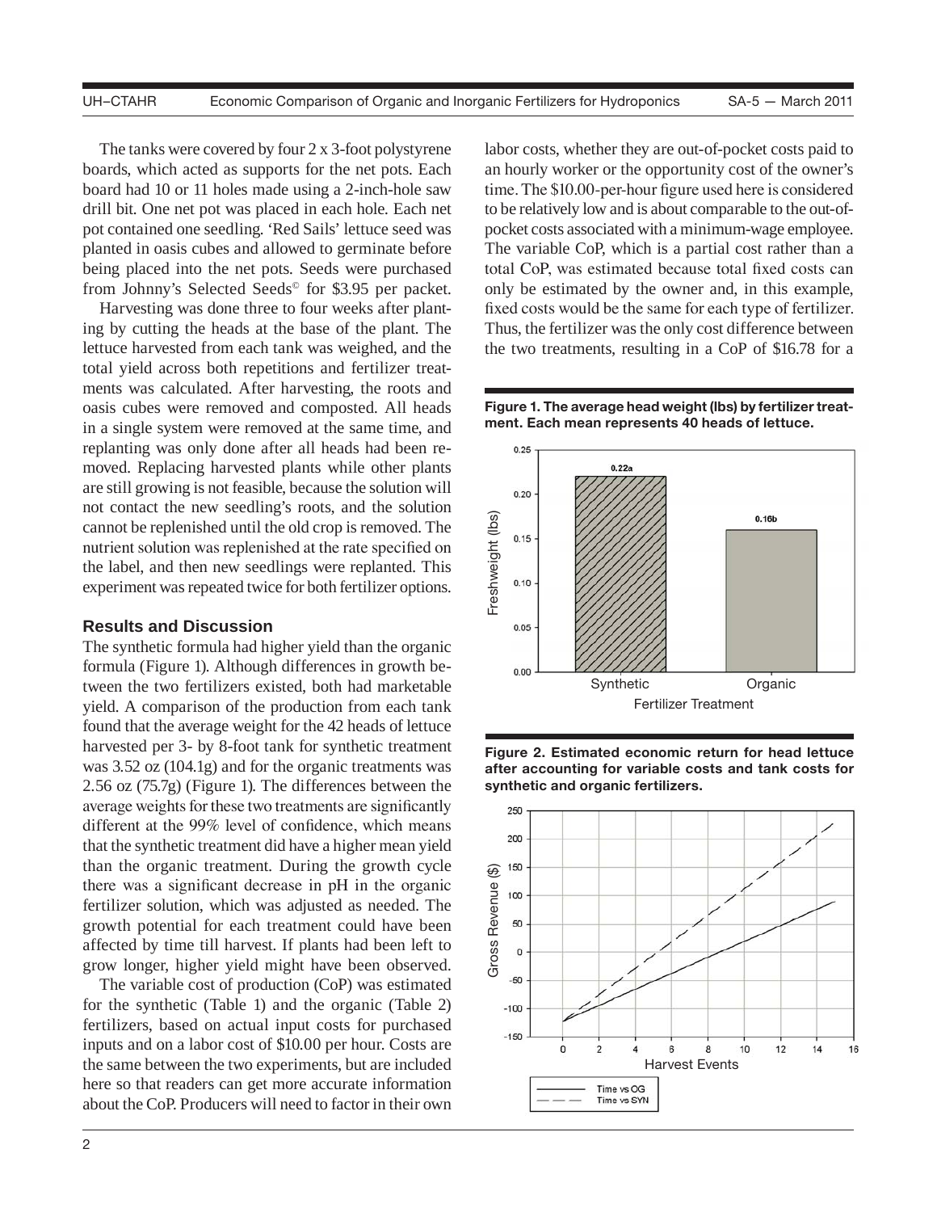The tanks were covered by four 2 x 3-foot polystyrene boards, which acted as supports for the net pots. Each board had 10 or 11 holes made using a 2-inch-hole saw drill bit. One net pot was placed in each hole. Each net pot contained one seedling. 'Red Sails' lettuce seed was planted in oasis cubes and allowed to germinate before being placed into the net pots. Seeds were purchased from Johnny's Selected Seeds© for $3.95 per packet.

Harvesting was done three to four weeks after planting by cutting the heads at the base of the plant. The lettuce harvested from each tank was weighed, and the total yield across both repetitions and fertilizer treatments was calculated. After harvesting, the roots and oasis cubes were removed and composted. All heads in a single system were removed at the same time, and replanting was only done after all heads had been removed. Replacing harvested plants while other plants are still growing is not feasible, because the solution will not contact the new seedling's roots, and the solution cannot be replenished until the old crop is removed. The nutrient solution was replenished at the rate specified on the label, and then new seedlings were replanted. This experiment was repeated twice for both fertilizer options.

## Results and Discussion

The synthetic formula had higher yield than the organic formula (Figure 1). Although differences in growth between the two fertilizers existed, both had marketable yield. A comparison of the production from each tank found that the average weight for the 42 heads of lettuce harvested per 3- by 8-foot tank for synthetic treatment was 3.52 oz (104.1g) and for the organic treatments was 2.56 oz (75.7g) (Figure 1). The differences between the average weights for these two treatments are significantly different at the 99% level of confidence, which means that the synthetic treatment did have a higher mean yield than the organic treatment. During the growth cycle there was a significant decrease in pH in the organic fertilizer solution, which was adjusted as needed. The growth potential for each treatment could have been affected by time till harvest. If plants had been left to grow longer, higher yield might have been observed.

The variable cost of production (CoP) was estimated for the synthetic (Table 1) and the organic (Table 2) fertilizers, based on actual input costs for purchased inputs and on a labor cost of $10.00 per hour. Costs are the same between the two experiments, but are included here so that readers can get more accurate information about the CoP. Producers will need to factor in their own labor costs, whether they are out-of-pocket costs paid to an hourly worker or the opportunity cost of the owner's time. The $10.00-per-hour figure used here is considered to be relatively low and is about comparable to the out-of-pocket costs associated with a minimum-wage employee. The variable CoP, which is a partial cost rather than a total CoP, was estimated because total fixed costs can only be estimated by the owner and, in this example, fixed costs would be the same for each type of fertilizer. Thus, the fertilizer was the only cost difference between the two treatments, resulting in a CoP of $16.78 for a

**Figure 1. The average head weight (lbs) by fertilizer treatment. Each mean represents 40 heads of lettuce.**

**Figure 2. Estimated economic return for head lettuce after accounting for variable costs and tank costs for synthetic and organic fertilizers.**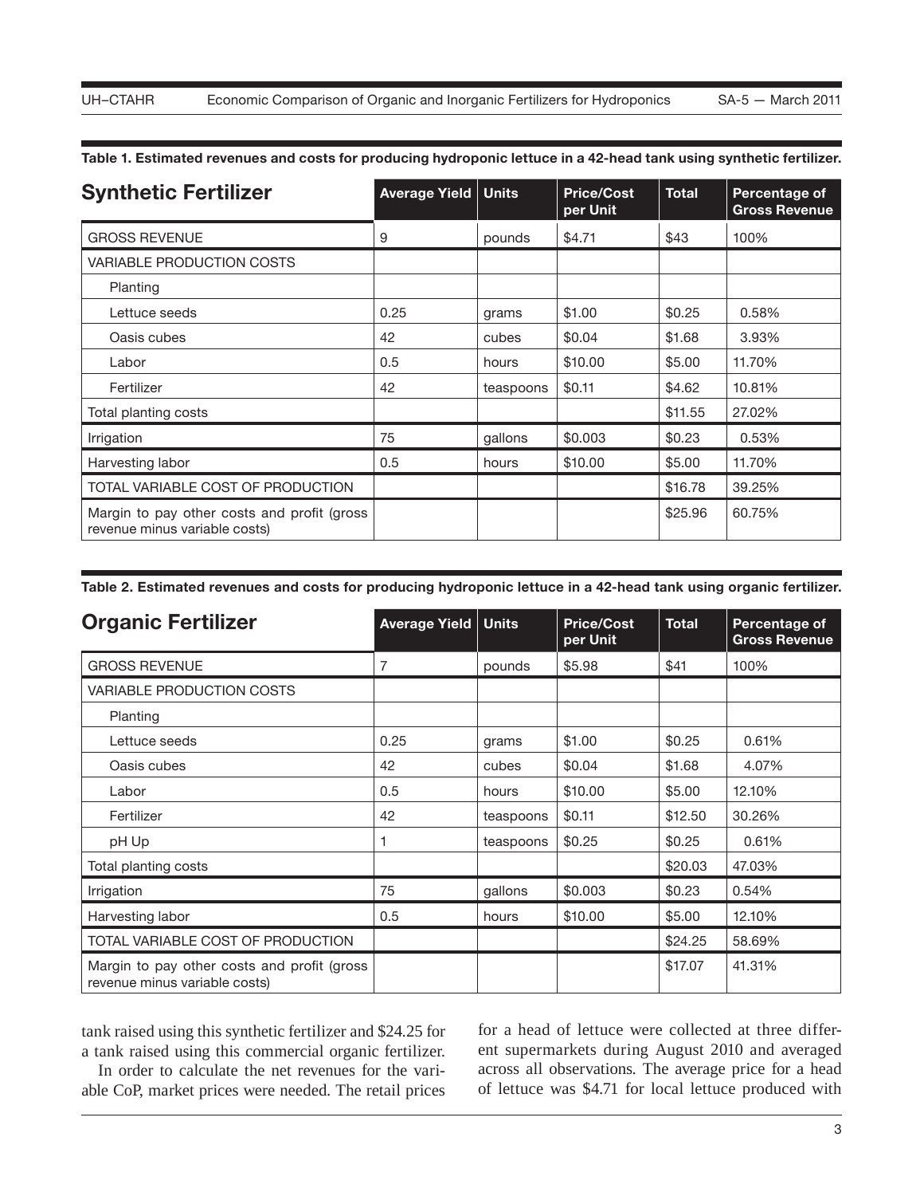**Table 1. Estimated revenues and costs for producing hydroponic lettuce in a 42-head tank using synthetic fertilizer.**

| Synthetic Fertilizer | Average Yield | Units | Price/Cost per Unit | Total | Percentage of Gross Revenue |
|---|---|---|---|---|---|
| GROSS REVENUE | 9 | pounds | $4.71 | $43 | 100% |
| VARIABLE PRODUCTION COSTS | | | | | |
| Planting | | | | | |
| Lettuce seeds | 0.25 | grams | $1.00 | $0.25 | 0.58% |
| Oasis cubes | 42 | cubes | $0.04 | $1.68 | 3.93% |
| Labor | 0.5 | hours | $10.00 | $5.00 | 11.70% |
| Fertilizer | 42 | teaspoons | $0.11 | $4.62 | 10.81% |
| Total planting costs | | | | $11.55 | 27.02% |
| Irrigation | 75 | gallons | $0.003 | $0.23 | 0.53% |
| Harvesting labor | 0.5 | hours | $10.00 | $5.00 | 11.70% |
| TOTAL VARIABLE COST OF PRODUCTION | | | | $16.78 | 39.25% |
| Margin to pay other costs and profit (gross revenue minus variable costs) | | | | $25.96 | 60.75% |

**Table 2. Estimated revenues and costs for producing hydroponic lettuce in a 42-head tank using organic fertilizer.**

| Organic Fertilizer | Average Yield | Units | Price/Cost per Unit | Total | Percentage of Gross Revenue |
|---|---|---|---|---|---|
| GROSS REVENUE | 7 | pounds | $5.98 | $41 | 100% |
| VARIABLE PRODUCTION COSTS | | | | | |
| Planting | | | | | |
| Lettuce seeds | 0.25 | grams | $1.00 | $0.25 | 0.61% |
| Oasis cubes | 42 | cubes | $0.04 | $1.68 | 4.07% |
| Labor | 0.5 | hours | $10.00 | $5.00 | 12.10% |
| Fertilizer | 42 | teaspoons | $0.11 | $12.50 | 30.26% |
| pH Up | 1 | teaspoons | $0.25 | $0.25 | 0.61% |
| Total planting costs | | | | $20.03 | 47.03% |
| Irrigation | 75 | gallons | $0.003 | $0.23 | 0.54% |
| Harvesting labor | 0.5 | hours | $10.00 | $5.00 | 12.10% |
| TOTAL VARIABLE COST OF PRODUCTION | | | | $24.25 | 58.69% |
| Margin to pay other costs and profit (gross revenue minus variable costs) | | | | $17.07 | 41.31% |

tank raised using this synthetic fertilizer and $24.25 for a tank raised using this commercial organic fertilizer.

In order to calculate the net revenues for the variable CoP, market prices were needed. The retail prices for a head of lettuce were collected at three different supermarkets during August 2010 and averaged across all observations. The average price for a head of lettuce was $4.71 for local lettuce produced with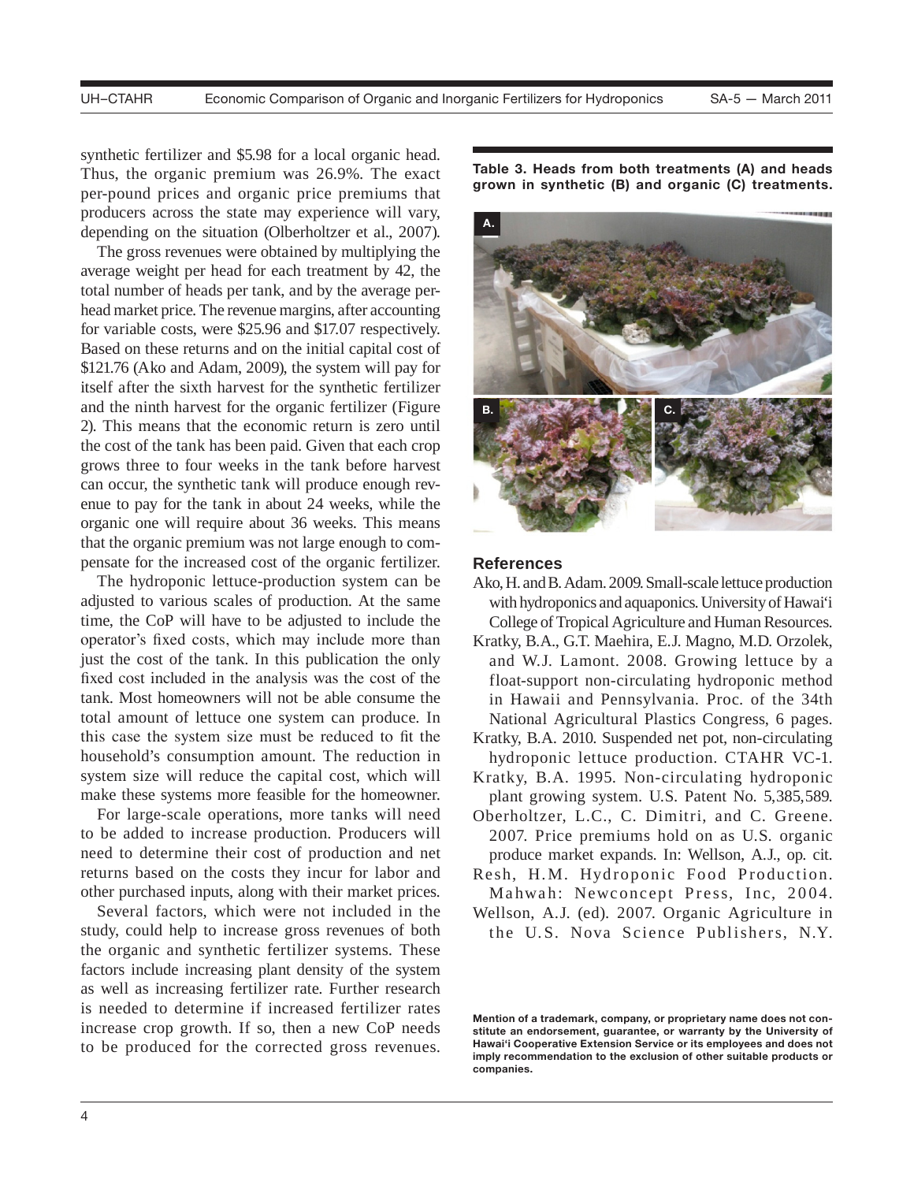synthetic fertilizer and $5.98 for a local organic head. Thus, the organic premium was 26.9%. The exact per-pound prices and organic price premiums that producers across the state may experience will vary, depending on the situation (Olberholtzer et al., 2007).

The gross revenues were obtained by multiplying the average weight per head for each treatment by 42, the total number of heads per tank, and by the average per-head market price. The revenue margins, after accounting for variable costs, were $25.96 and $17.07 respectively. Based on these returns and on the initial capital cost of $121.76 (Ako and Adam, 2009), the system will pay for itself after the sixth harvest for the synthetic fertilizer and the ninth harvest for the organic fertilizer (Figure 2). This means that the economic return is zero until the cost of the tank has been paid. Given that each crop grows three to four weeks in the tank before harvest can occur, the synthetic tank will produce enough revenue to pay for the tank in about 24 weeks, while the organic one will require about 36 weeks. This means that the organic premium was not large enough to compensate for the increased cost of the organic fertilizer.

The hydroponic lettuce-production system can be adjusted to various scales of production. At the same time, the CoP will have to be adjusted to include the operator's fixed costs, which may include more than just the cost of the tank. In this publication the only fixed cost included in the analysis was the cost of the tank. Most homeowners will not be able consume the total amount of lettuce one system can produce. In this case the system size must be reduced to fit the household's consumption amount. The reduction in system size will reduce the capital cost, which will make these systems more feasible for the homeowner.

For large-scale operations, more tanks will need to be added to increase production. Producers will need to determine their cost of production and net returns based on the costs they incur for labor and other purchased inputs, along with their market prices.

Several factors, which were not included in the study, could help to increase gross revenues of both the organic and synthetic fertilizer systems. These factors include increasing plant density of the system as well as increasing fertilizer rate. Further research is needed to determine if increased fertilizer rates increase crop growth. If so, then a new CoP needs to be produced for the corrected gross revenues.

**Table 3. Heads from both treatments (A) and heads grown in synthetic (B) and organic (C) treatments.**

A.

B.

C.

## References

Ako, H. and B. Adam. 2009. Small-scale lettuce production with hydroponics and aquaponics. University of Hawai'i College of Tropical Agriculture and Human Resources.

Kratky, B.A., G.T. Maehira, E.J. Magno, M.D. Orzolek, and W.J. Lamont. 2008. Growing lettuce by a float-support non-circulating hydroponic method in Hawaii and Pennsylvania. Proc. of the 34th National Agricultural Plastics Congress, 6 pages.

Kratky, B.A. 2010. Suspended net pot, non-circulating hydroponic lettuce production. CTAHR VC-1.

Kratky, B.A. 1995. Non-circulating hydroponic plant growing system. U.S. Patent No. 5,385,589.

Oberholtzer, L.C., C. Dimitri, and C. Greene. 2007. Price premiums hold on as U.S. organic produce market expands. In: Wellson, A.J., op. cit.

Resh, H.M. Hydroponic Food Production. Mahwah: Newconcept Press, Inc, 2004.

Wellson, A.J. (ed). 2007. Organic Agriculture in the U.S. Nova Science Publishers, N.Y.

**Mention of a trademark, company, or proprietary name does not constitute an endorsement, guarantee, or warranty by the University of Hawai'i Cooperative Extension Service or its employees and does not imply recommendation to the exclusion of other suitable products or companies.**